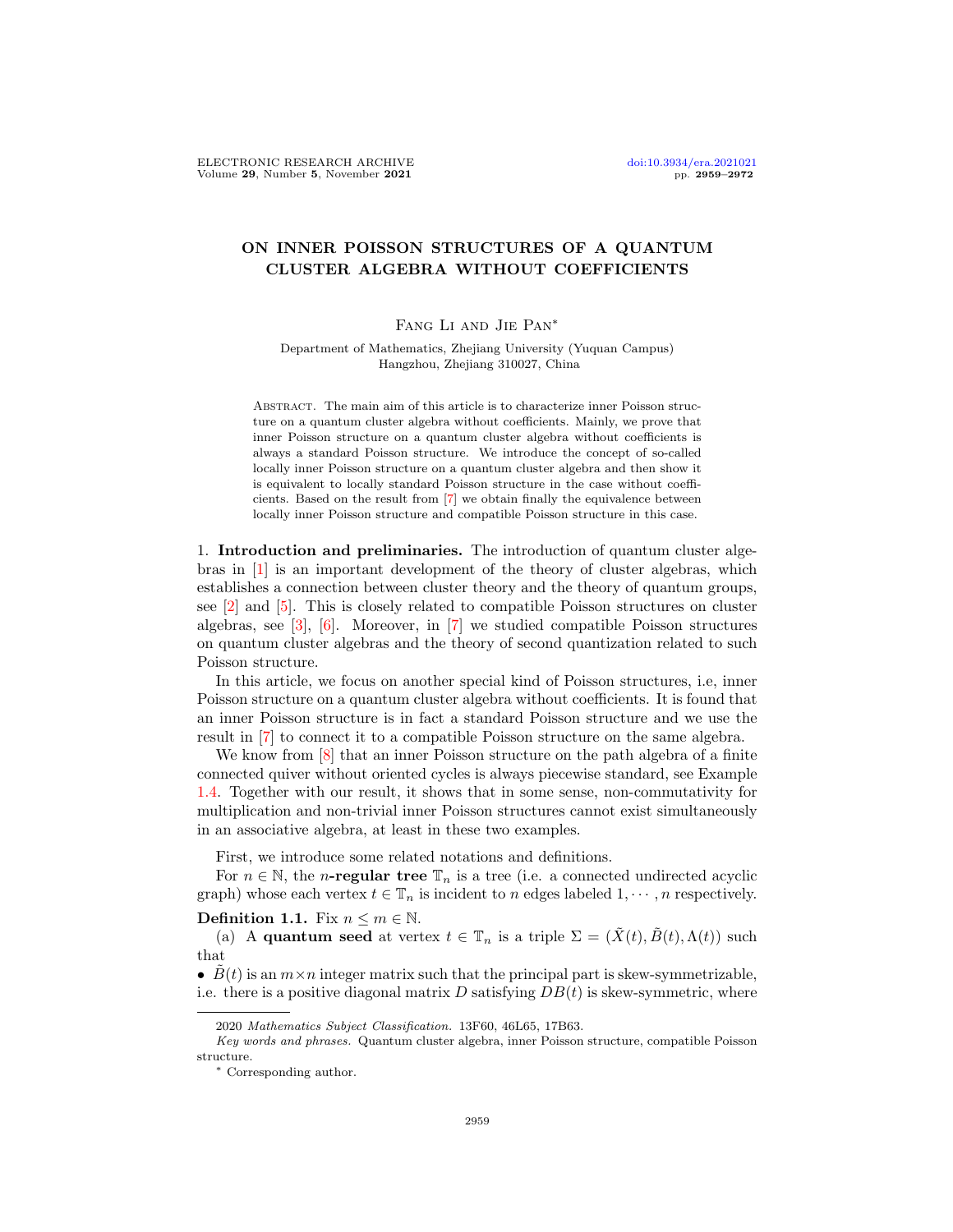# ON INNER POISSON STRUCTURES OF A QUANTUM CLUSTER ALGEBRA WITHOUT COEFFICIENTS

Fang Li and Jie Pan*

Department of Mathematics, Zhejiang University (Yuquan Campus)
Hangzhou, Zhejiang 310027, China

Abstract. The main aim of this article is to characterize inner Poisson structure on a quantum cluster algebra without coefficients. Mainly, we prove that inner Poisson structure on a quantum cluster algebra without coefficients is always a standard Poisson structure. We introduce the concept of so-called locally inner Poisson structure on a quantum cluster algebra and then show it is equivalent to locally standard Poisson structure in the case without coefficients. Based on the result from [7] we obtain finally the equivalence between locally inner Poisson structure and compatible Poisson structure in this case.

## 1. Introduction and preliminaries.

The introduction of quantum cluster algebras in [1] is an important development of the theory of cluster algebras, which establishes a connection between cluster theory and the theory of quantum groups, see [2] and [5]. This is closely related to compatible Poisson structures on cluster algebras, see [3], [6]. Moreover, in [7] we studied compatible Poisson structures on quantum cluster algebras and the theory of second quantization related to such Poisson structure.

In this article, we focus on another special kind of Poisson structures, i.e, inner Poisson structure on a quantum cluster algebra without coefficients. It is found that an inner Poisson structure is in fact a standard Poisson structure and we use the result in [7] to connect it to a compatible Poisson structure on the same algebra.

We know from [8] that an inner Poisson structure on the path algebra of a finite connected quiver without oriented cycles is always piecewise standard, see Example 1.4. Together with our result, it shows that in some sense, non-commutativity for multiplication and non-trivial inner Poisson structures cannot exist simultaneously in an associative algebra, at least in these two examples.

First, we introduce some related notations and definitions.

For $n \in \mathbb{N}$, the **$n$-regular tree** $\mathbb{T}_n$ is a tree (i.e. a connected undirected acyclic graph) whose each vertex $t \in \mathbb{T}_n$ is incident to $n$ edges labeled $1, \cdots, n$ respectively.

**Definition 1.1.** Fix $n \leq m \in \mathbb{N}$.

(a) A **quantum seed** at vertex $t \in \mathbb{T}_n$ is a triple $\Sigma = (\tilde{X}(t), \tilde{B}(t), \Lambda(t))$ such that

- $\tilde{B}(t)$ is an $m \times n$ integer matrix such that the principal part is skew-symmetrizable, i.e. there is a positive diagonal matrix $D$ satisfying $DB(t)$ is skew-symmetric, where

2020 *Mathematics Subject Classification.* 13F60, 46L65, 17B63.

*Key words and phrases.* Quantum cluster algebra, inner Poisson structure, compatible Poisson structure.

\* Corresponding author.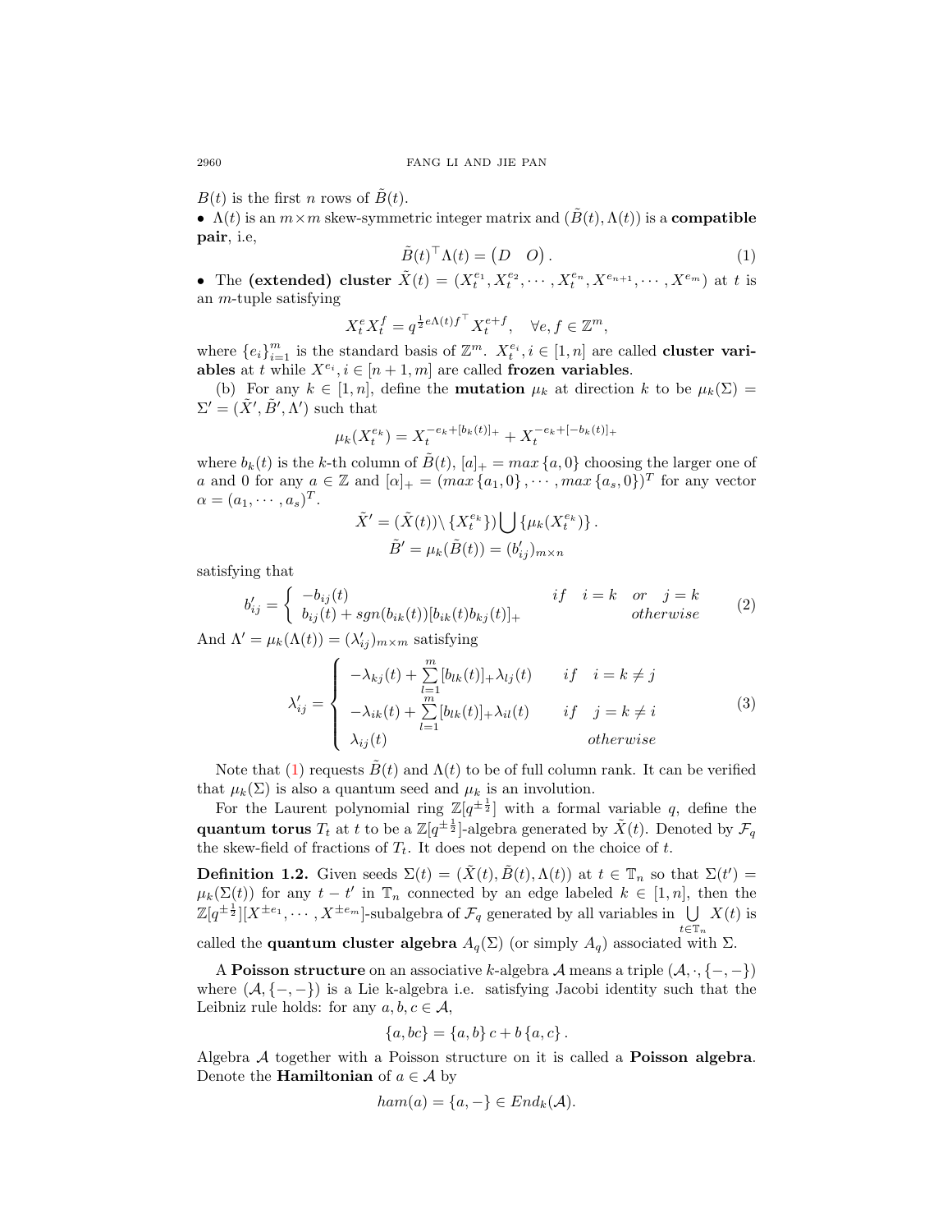$B(t)$ is the first $n$ rows of $\tilde{B}(t)$.

• $\Lambda(t)$ is an $m \times m$ skew-symmetric integer matrix and $(\tilde{B}(t), \Lambda(t))$ is a **compatible pair**, i.e,

$$\tilde{B}(t)^{\top}\Lambda(t) = \begin{pmatrix} D & O \end{pmatrix}. \tag{1}$$

• The **(extended) cluster** $\tilde{X}(t) = (X_t^{e_1}, X_t^{e_2}, \cdots, X_t^{e_n}, X^{e_{n+1}}, \cdots, X^{e_m})$ at $t$ is an $m$-tuple satisfying

$$X_t^e X_t^f = q^{\frac{1}{2}e\Lambda(t)f^{\top}} X_t^{e+f}, \quad \forall e, f \in \mathbb{Z}^m,$$

where $\{e_i\}_{i=1}^m$ is the standard basis of $\mathbb{Z}^m$. $X_t^{e_i}, i \in [1, n]$ are called **cluster variables** at $t$ while $X^{e_i}, i \in [n+1, m]$ are called **frozen variables**.

(b) For any $k \in [1, n]$, define the **mutation** $\mu_k$ at direction $k$ to be $\mu_k(\Sigma) = \Sigma' = (\tilde{X}', \tilde{B}', \Lambda')$ such that

$$\mu_k(X_t^{e_k}) = X_t^{-e_k + [b_k(t)]_+} + X_t^{-e_k + [-b_k(t)]_+}$$

where $b_k(t)$ is the $k$-th column of $\tilde{B}(t)$, $[a]_+ = max\{a, 0\}$ choosing the larger one of $a$ and 0 for any $a \in \mathbb{Z}$ and $[\alpha]_+ = (max\{a_1, 0\}, \cdots, max\{a_s, 0\})^T$ for any vector $\alpha = (a_1, \cdots, a_s)^T$.

$$\tilde{X}' = (\tilde{X}(t)) \setminus \{X_t^{e_k}\}) \bigcup \{\mu_k(X_t^{e_k})\}.$$

$$\tilde{B}' = \mu_k(\tilde{B}(t)) = (b'_{ij})_{m \times n}$$

satisfying that

$$b'_{ij} = \begin{cases} -b_{ij}(t) & if \quad i = k \quad or \quad j = k \\ b_{ij}(t) + sgn(b_{ik}(t))[b_{ik}(t)b_{kj}(t)]_+ & otherwise \end{cases} \tag{2}$$

And $\Lambda' = \mu_k(\Lambda(t)) = (\lambda'_{ij})_{m \times m}$ satisfying

$$\lambda'_{ij} = \begin{cases} -\lambda_{kj}(t) + \sum\limits_{l=1}^{m} [b_{lk}(t)]_+ \lambda_{lj}(t) & if \quad i = k \neq j \\ -\lambda_{ik}(t) + \sum\limits_{l=1}^{m} [b_{lk}(t)]_+ \lambda_{il}(t) & if \quad j = k \neq i \\ \lambda_{ij}(t) & otherwise \end{cases} \tag{3}$$

Note that (1) requests $\tilde{B}(t)$ and $\Lambda(t)$ to be of full column rank. It can be verified that $\mu_k(\Sigma)$ is also a quantum seed and $\mu_k$ is an involution.

For the Laurent polynomial ring $\mathbb{Z}[q^{\pm\frac{1}{2}}]$ with a formal variable $q$, define the **quantum torus** $T_t$ at $t$ to be a $\mathbb{Z}[q^{\pm\frac{1}{2}}]$-algebra generated by $\tilde{X}(t)$. Denoted by $\mathcal{F}_q$ the skew-field of fractions of $T_t$. It does not depend on the choice of $t$.

**Definition 1.2.** Given seeds $\Sigma(t) = (\tilde{X}(t), \tilde{B}(t), \Lambda(t))$ at $t \in \mathbb{T}_n$ so that $\Sigma(t') = \mu_k(\Sigma(t))$ for any $t - t'$ in $\mathbb{T}_n$ connected by an edge labeled $k \in [1, n]$, then the $\mathbb{Z}[q^{\pm\frac{1}{2}}][X^{\pm e_1}, \cdots, X^{\pm e_m}]$-subalgebra of $\mathcal{F}_q$ generated by all variables in $\bigcup\limits_{t \in \mathbb{T}_n} X(t)$ is called the **quantum cluster algebra** $A_q(\Sigma)$ (or simply $A_q$) associated with $\Sigma$.

A **Poisson structure** on an associative $k$-algebra $\mathcal{A}$ means a triple $(\mathcal{A}, \cdot, \{-, -\})$ where $(\mathcal{A}, \{-, -\})$ is a Lie k-algebra i.e. satisfying Jacobi identity such that the Leibniz rule holds: for any $a, b, c \in \mathcal{A}$,

$$\{a, bc\} = \{a, b\} c + b \{a, c\}.$$

Algebra $\mathcal{A}$ together with a Poisson structure on it is called a **Poisson algebra**. Denote the **Hamiltonian** of $a \in \mathcal{A}$ by

$$ham(a) = \{a, -\} \in End_k(\mathcal{A}).$$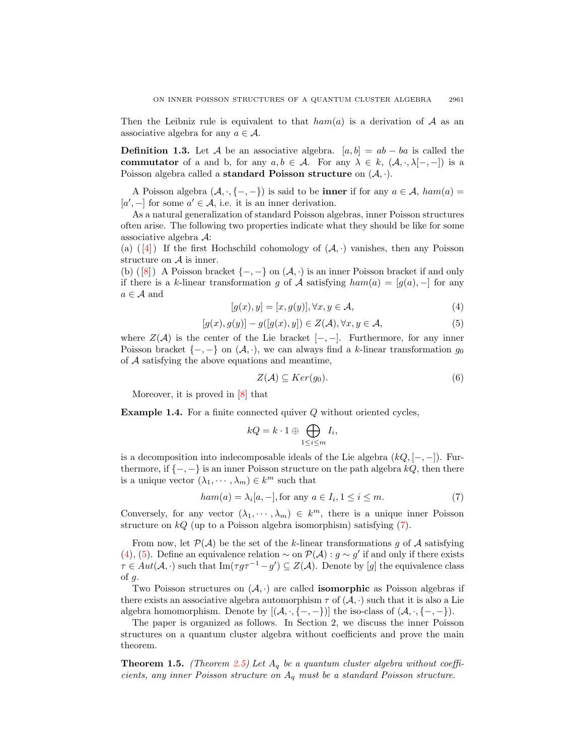Then the Leibniz rule is equivalent to that $ham(a)$ is a derivation of $\mathcal{A}$ as an associative algebra for any $a \in \mathcal{A}$.

**Definition 1.3.** Let $\mathcal{A}$ be an associative algebra. $[a, b] = ab - ba$ is called the **commutator** of a and b, for any $a, b \in \mathcal{A}$. For any $\lambda \in k$, $(\mathcal{A}, \cdot, \lambda[-,-])$ is a Poisson algebra called a **standard Poisson structure** on $(\mathcal{A}, \cdot)$.

A Poisson algebra $(\mathcal{A}, \cdot, \{-,-\})$ is said to be **inner** if for any $a \in \mathcal{A}$, $ham(a) = [a', -]$ for some $a' \in \mathcal{A}$, i.e. it is an inner derivation.

As a natural generalization of standard Poisson algebras, inner Poisson structures often arise. The following two properties indicate what they should be like for some associative algebra $\mathcal{A}$:

(a) ([4]) If the first Hochschild cohomology of $(\mathcal{A}, \cdot)$ vanishes, then any Poisson structure on $\mathcal{A}$ is inner.

(b) ([8]) A Poisson bracket $\{-,-\}$ on $(\mathcal{A}, \cdot)$ is an inner Poisson bracket if and only if there is a $k$-linear transformation $g$ of $\mathcal{A}$ satisfying $ham(a) = [g(a), -]$ for any $a \in \mathcal{A}$ and

$$[g(x), y] = [x, g(y)], \forall x, y \in \mathcal{A}, \tag{4}$$

$$[g(x), g(y)] - g([g(x), y]) \in Z(\mathcal{A}), \forall x, y \in \mathcal{A}, \tag{5}$$

where $Z(\mathcal{A})$ is the center of the Lie bracket $[-,-]$. Furthermore, for any inner Poisson bracket $\{-,-\}$ on $(\mathcal{A}, \cdot)$, we can always find a $k$-linear transformation $g_0$ of $\mathcal{A}$ satisfying the above equations and meantime,

$$Z(\mathcal{A}) \subseteq Ker(g_0). \tag{6}$$

Moreover, it is proved in [8] that

**Example 1.4.** For a finite connected quiver $Q$ without oriented cycles,

$$kQ = k \cdot 1 \oplus \bigoplus_{1 \leq i \leq m} I_i,$$

is a decomposition into indecomposable ideals of the Lie algebra $(kQ, [-,-])$. Furthermore, if $\{-,-\}$ is an inner Poisson structure on the path algebra $kQ$, then there is a unique vector $(\lambda_1, \cdots, \lambda_m) \in k^m$ such that

$$ham(a) = \lambda_i [a, -], \text{for any } a \in I_i, 1 \leq i \leq m. \tag{7}$$

Conversely, for any vector $(\lambda_1, \cdots, \lambda_m) \in k^m$, there is a unique inner Poisson structure on $kQ$ (up to a Poisson algebra isomorphism) satisfying (7).

From now, let $\mathcal{P}(\mathcal{A})$ be the set of the $k$-linear transformations $g$ of $\mathcal{A}$ satisfying (4), (5). Define an equivalence relation $\sim$ on $\mathcal{P}(\mathcal{A}) : g \sim g'$ if and only if there exists $\tau \in Aut(\mathcal{A}, \cdot)$ such that $\mathrm{Im}(\tau g \tau^{-1} - g') \subseteq Z(\mathcal{A})$. Denote by $[g]$ the equivalence class of $g$.

Two Poisson structures on $(\mathcal{A}, \cdot)$ are called **isomorphic** as Poisson algebras if there exists an associative algebra automorphism $\tau$ of $(\mathcal{A}, \cdot)$ such that it is also a Lie algebra homomorphism. Denote by $[(\mathcal{A}, \cdot, \{-,-\})]$ the iso-class of $(\mathcal{A}, \cdot, \{-,-\})$.

The paper is organized as follows. In Section 2, we discuss the inner Poisson structures on a quantum cluster algebra without coefficients and prove the main theorem.

**Theorem 1.5.** *(Theorem 2.5) Let $A_q$ be a quantum cluster algebra without coefficients, any inner Poisson structure on $A_q$ must be a standard Poisson structure.*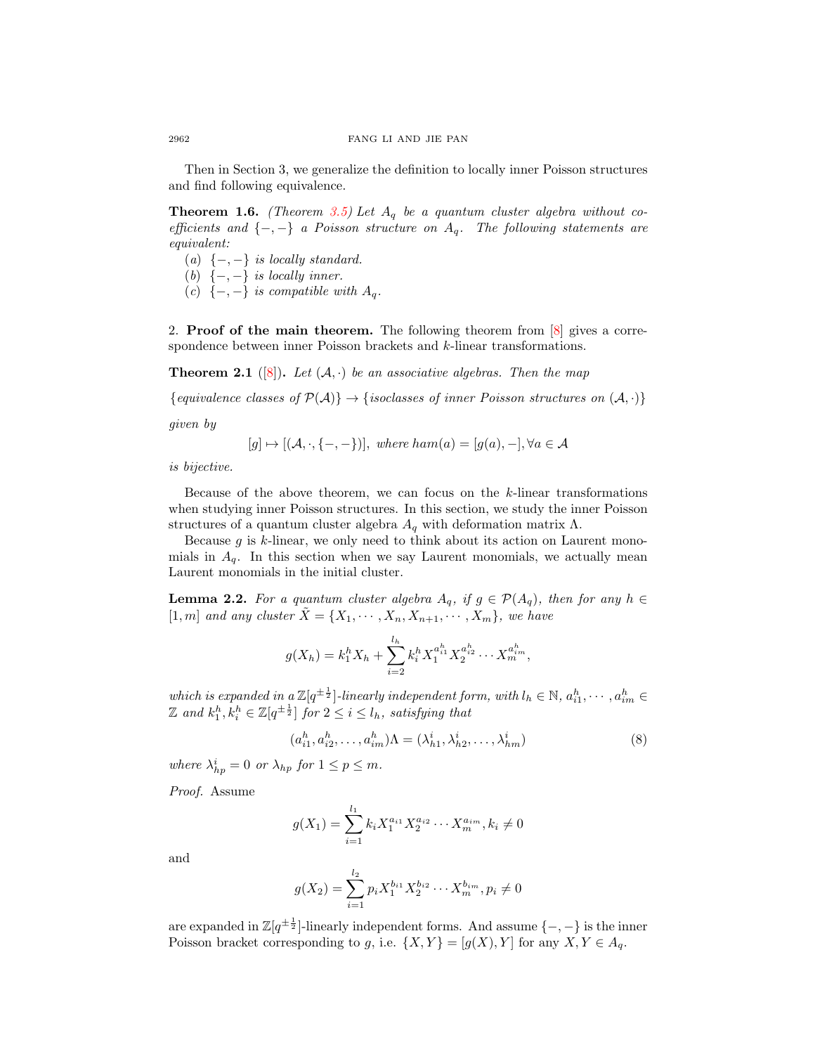Then in Section 3, we generalize the definition to locally inner Poisson structures and find following equivalence.

**Theorem 1.6.** *(Theorem 3.5) Let $A_q$ be a quantum cluster algebra without coefficients and $\{-,-\}$ a Poisson structure on $A_q$. The following statements are equivalent:*

*(a) $\{-,-\}$ is locally standard.*
*(b) $\{-,-\}$ is locally inner.*
*(c) $\{-,-\}$ is compatible with $A_q$.*

## 2. Proof of the main theorem.

The following theorem from [8] gives a correspondence between inner Poisson brackets and $k$-linear transformations.

**Theorem 2.1** ([8])**.** *Let $(\mathcal{A},\cdot)$ be an associative algebras. Then the map*

$$\{\text{equivalence classes of } \mathcal{P}(\mathcal{A})\} \to \{\text{isoclasses of inner Poisson structures on } (\mathcal{A},\cdot)\}$$

*given by*

$$[g] \mapsto [(\mathcal{A},\cdot,\{-,-\})],\ \text{where } ham(a) = [g(a),-], \forall a \in \mathcal{A}$$

*is bijective.*

Because of the above theorem, we can focus on the $k$-linear transformations when studying inner Poisson structures. In this section, we study the inner Poisson structures of a quantum cluster algebra $A_q$ with deformation matrix $\Lambda$.

Because $g$ is $k$-linear, we only need to think about its action on Laurent monomials in $A_q$. In this section when we say Laurent monomials, we actually mean Laurent monomials in the initial cluster.

**Lemma 2.2.** *For a quantum cluster algebra $A_q$, if $g \in \mathcal{P}(A_q)$, then for any $h \in [1,m]$ and any cluster $\tilde{X} = \{X_1,\cdots,X_n,X_{n+1},\cdots,X_m\}$, we have*

$$g(X_h) = k_1^h X_h + \sum_{i=2}^{l_h} k_i^h X_1^{a_{i1}^h} X_2^{a_{i2}^h} \cdots X_m^{a_{im}^h},$$

*which is expanded in a $\mathbb{Z}[q^{\pm\frac{1}{2}}]$-linearly independent form, with $l_h \in \mathbb{N}$, $a_{i1}^h,\cdots,a_{im}^h \in \mathbb{Z}$ and $k_1^h, k_i^h \in \mathbb{Z}[q^{\pm\frac{1}{2}}]$ for $2 \le i \le l_h$, satisfying that*

$$(a_{i1}^h, a_{i2}^h, \ldots, a_{im}^h)\Lambda = (\lambda_{h1}^i, \lambda_{h2}^i, \ldots, \lambda_{hm}^i) \tag{8}$$

*where $\lambda_{hp}^i = 0$ or $\lambda_{hp}$ for $1 \le p \le m$.*

*Proof.* Assume

$$g(X_1) = \sum_{i=1}^{l_1} k_i X_1^{a_{i1}} X_2^{a_{i2}} \cdots X_m^{a_{im}}, k_i \neq 0$$

and

$$g(X_2) = \sum_{i=1}^{l_2} p_i X_1^{b_{i1}} X_2^{b_{i2}} \cdots X_m^{b_{im}}, p_i \neq 0$$

are expanded in $\mathbb{Z}[q^{\pm\frac{1}{2}}]$-linearly independent forms. And assume $\{-,-\}$ is the inner Poisson bracket corresponding to $g$, i.e. $\{X,Y\} = [g(X),Y]$ for any $X,Y \in A_q$.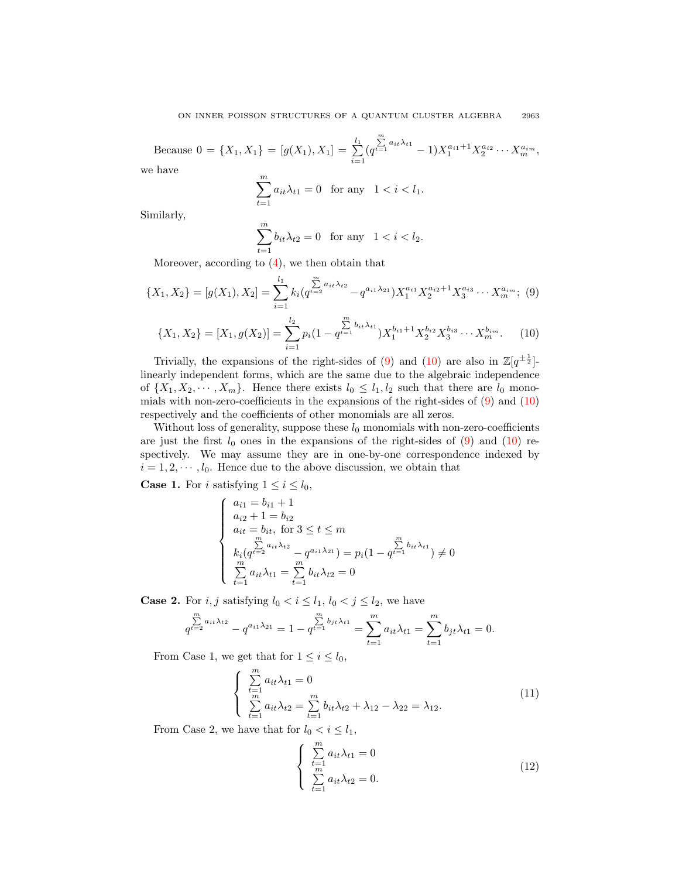Because $0 = \{X_1, X_1\} = [g(X_1), X_1] = \sum_{i=1}^{l_1}(q^{\sum_{t=1}^{m} a_{it}\lambda_{t1}} - 1)X_1^{a_{i1}+1}X_2^{a_{i2}}\cdots X_m^{a_{im}}$, we have

$$\sum_{t=1}^{m} a_{it}\lambda_{t1} = 0 \quad \text{for any} \quad 1 < i < l_1.$$

Similarly,

$$\sum_{t=1}^{m} b_{it}\lambda_{t2} = 0 \quad \text{for any} \quad 1 < i < l_2.$$

Moreover, according to (4), we then obtain that

$$\{X_1, X_2\} = [g(X_1), X_2] = \sum_{i=1}^{l_1} k_i(q^{\sum_{t=2}^{m} a_{it}\lambda_{t2}} - q^{a_{i1}\lambda_{21}})X_1^{a_{i1}}X_2^{a_{i2}+1}X_3^{a_{i3}}\cdots X_m^{a_{im}}; \quad (9)$$

$$\{X_1, X_2\} = [X_1, g(X_2)] = \sum_{i=1}^{l_2} p_i(1 - q^{\sum_{t=1}^{m} b_{it}\lambda_{t1}})X_1^{b_{i1}+1}X_2^{b_{i2}}X_3^{b_{i3}}\cdots X_m^{b_{im}}. \quad (10)$$

Trivially, the expansions of the right-sides of (9) and (10) are also in $\mathbb{Z}[q^{\pm\frac{1}{2}}]$-linearly independent forms, which are the same due to the algebraic independence of $\{X_1, X_2, \cdots, X_m\}$. Hence there exists $l_0 \leq l_1, l_2$ such that there are $l_0$ monomials with non-zero-coefficients in the expansions of the right-sides of (9) and (10) respectively and the coefficients of other monomials are all zeros.

Without loss of generality, suppose these $l_0$ monomials with non-zero-coefficients are just the first $l_0$ ones in the expansions of the right-sides of (9) and (10) respectively. We may assume they are in one-by-one correspondence indexed by $i = 1, 2, \cdots, l_0$. Hence due to the above discussion, we obtain that

**Case 1.** For $i$ satisfying $1 \leq i \leq l_0$,

$$\begin{cases} a_{i1} = b_{i1} + 1 \\ a_{i2} + 1 = b_{i2} \\ a_{it} = b_{it}, \text{ for } 3 \leq t \leq m \\ k_i(q^{\sum_{t=2}^{m} a_{it}\lambda_{t2}} - q^{a_{i1}\lambda_{21}}) = p_i(1 - q^{\sum_{t=1}^{m} b_{it}\lambda_{t1}}) \neq 0 \\ \sum_{t=1}^{m} a_{it}\lambda_{t1} = \sum_{t=1}^{m} b_{it}\lambda_{t2} = 0 \end{cases}$$

**Case 2.** For $i, j$ satisfying $l_0 < i \leq l_1$, $l_0 < j \leq l_2$, we have

$$q^{\sum_{t=2}^{m} a_{it}\lambda_{t2}} - q^{a_{i1}\lambda_{21}} = 1 - q^{\sum_{t=1}^{m} b_{jt}\lambda_{t1}} = \sum_{t=1}^{m} a_{it}\lambda_{t1} = \sum_{t=1}^{m} b_{jt}\lambda_{t1} = 0.$$

From Case 1, we get that for $1 \leq i \leq l_0$,

$$\begin{cases} \sum_{t=1}^{m} a_{it}\lambda_{t1} = 0 \\ \sum_{t=1}^{m} a_{it}\lambda_{t2} = \sum_{t=1}^{m} b_{it}\lambda_{t2} + \lambda_{12} - \lambda_{22} = \lambda_{12}. \end{cases} \quad (11)$$

From Case 2, we have that for $l_0 < i \leq l_1$,

$$\begin{cases} \sum_{t=1}^{m} a_{it}\lambda_{t1} = 0 \\ \sum_{t=1}^{m} a_{it}\lambda_{t2} = 0. \end{cases} \quad (12)$$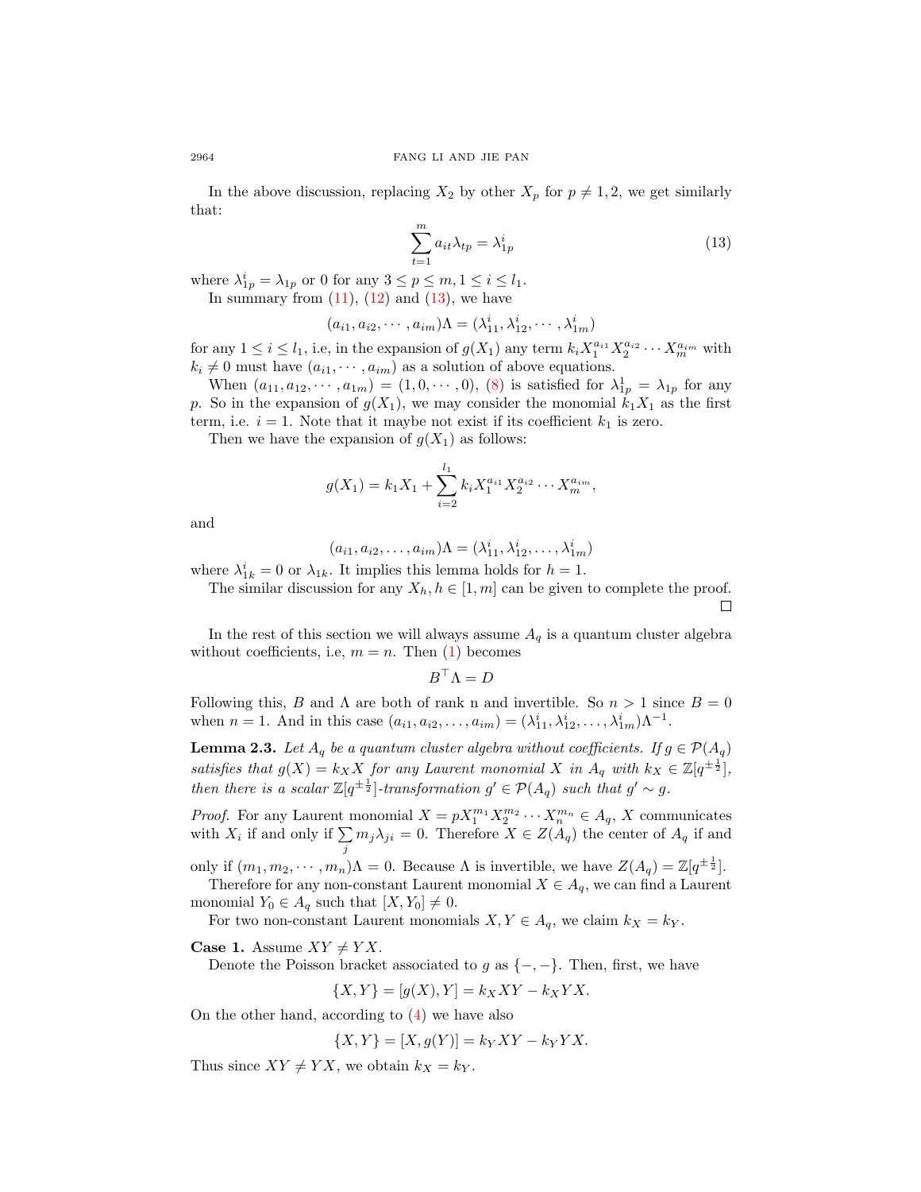In the above discussion, replacing $X_2$ by other $X_p$ for $p \neq 1, 2$, we get similarly that:

$$\sum_{t=1}^{m} a_{it}\lambda_{tp} = \lambda_{1p}^{i} \tag{13}$$

where $\lambda_{1p}^{i} = \lambda_{1p}$ or 0 for any $3 \leq p \leq m, 1 \leq i \leq l_1$.

In summary from (11), (12) and (13), we have

$$(a_{i1}, a_{i2}, \cdots, a_{im})\Lambda = (\lambda_{11}^{i}, \lambda_{12}^{i}, \cdots, \lambda_{1m}^{i})$$

for any $1 \leq i \leq l_1$, i.e, in the expansion of $g(X_1)$ any term $k_i X_1^{a_{i1}} X_2^{a_{i2}} \cdots X_m^{a_{im}}$ with $k_i \neq 0$ must have $(a_{i1}, \cdots, a_{im})$ as a solution of above equations.

When $(a_{11}, a_{12}, \cdots, a_{1m}) = (1, 0, \cdots, 0)$, (8) is satisfied for $\lambda_{1p}^{1} = \lambda_{1p}$ for any $p$. So in the expansion of $g(X_1)$, we may consider the monomial $k_1 X_1$ as the first term, i.e. $i = 1$. Note that it maybe not exist if its coefficient $k_1$ is zero.

Then we have the expansion of $g(X_1)$ as follows:

$$g(X_1) = k_1 X_1 + \sum_{i=2}^{l_1} k_i X_1^{a_{i1}} X_2^{a_{i2}} \cdots X_m^{a_{im}},$$

and

$$(a_{i1}, a_{i2}, \ldots, a_{im})\Lambda = (\lambda_{11}^{i}, \lambda_{12}^{i}, \ldots, \lambda_{1m}^{i})$$

where $\lambda_{1k}^{i} = 0$ or $\lambda_{1k}$. It implies this lemma holds for $h = 1$.

The similar discussion for any $X_h, h \in [1, m]$ can be given to complete the proof. □

In the rest of this section we will always assume $A_q$ is a quantum cluster algebra without coefficients, i.e, $m = n$. Then (1) becomes

$$B^{\top}\Lambda = D$$

Following this, $B$ and $\Lambda$ are both of rank n and invertible. So $n > 1$ since $B = 0$ when $n = 1$. And in this case $(a_{i1}, a_{i2}, \ldots, a_{im}) = (\lambda_{11}^{i}, \lambda_{12}^{i}, \ldots, \lambda_{1m}^{i})\Lambda^{-1}$.

**Lemma 2.3.** *Let $A_q$ be a quantum cluster algebra without coefficients. If $g \in \mathcal{P}(A_q)$ satisfies that $g(X) = k_X X$ for any Laurent monomial $X$ in $A_q$ with $k_X \in \mathbb{Z}[q^{\pm\frac{1}{2}}]$, then there is a scalar $\mathbb{Z}[q^{\pm\frac{1}{2}}]$-transformation $g' \in \mathcal{P}(A_q)$ such that $g' \sim g$.*

*Proof.* For any Laurent monomial $X = pX_1^{m_1} X_2^{m_2} \cdots X_n^{m_n} \in A_q$, $X$ communicates with $X_i$ if and only if $\sum_j m_j \lambda_{ji} = 0$. Therefore $X \in Z(A_q)$ the center of $A_q$ if and only if $(m_1, m_2, \cdots, m_n)\Lambda = 0$. Because $\Lambda$ is invertible, we have $Z(A_q) = \mathbb{Z}[q^{\pm\frac{1}{2}}]$.

Therefore for any non-constant Laurent monomial $X \in A_q$, we can find a Laurent monomial $Y_0 \in A_q$ such that $[X, Y_0] \neq 0$.

For two non-constant Laurent monomials $X, Y \in A_q$, we claim $k_X = k_Y$.

**Case 1.** Assume $XY \neq YX$.

Denote the Poisson bracket associated to $g$ as $\{-, -\}$. Then, first, we have

$$\{X, Y\} = [g(X), Y] = k_X XY - k_X YX.$$

On the other hand, according to (4) we have also

$$\{X, Y\} = [X, g(Y)] = k_Y XY - k_Y YX.$$

Thus since $XY \neq YX$, we obtain $k_X = k_Y$.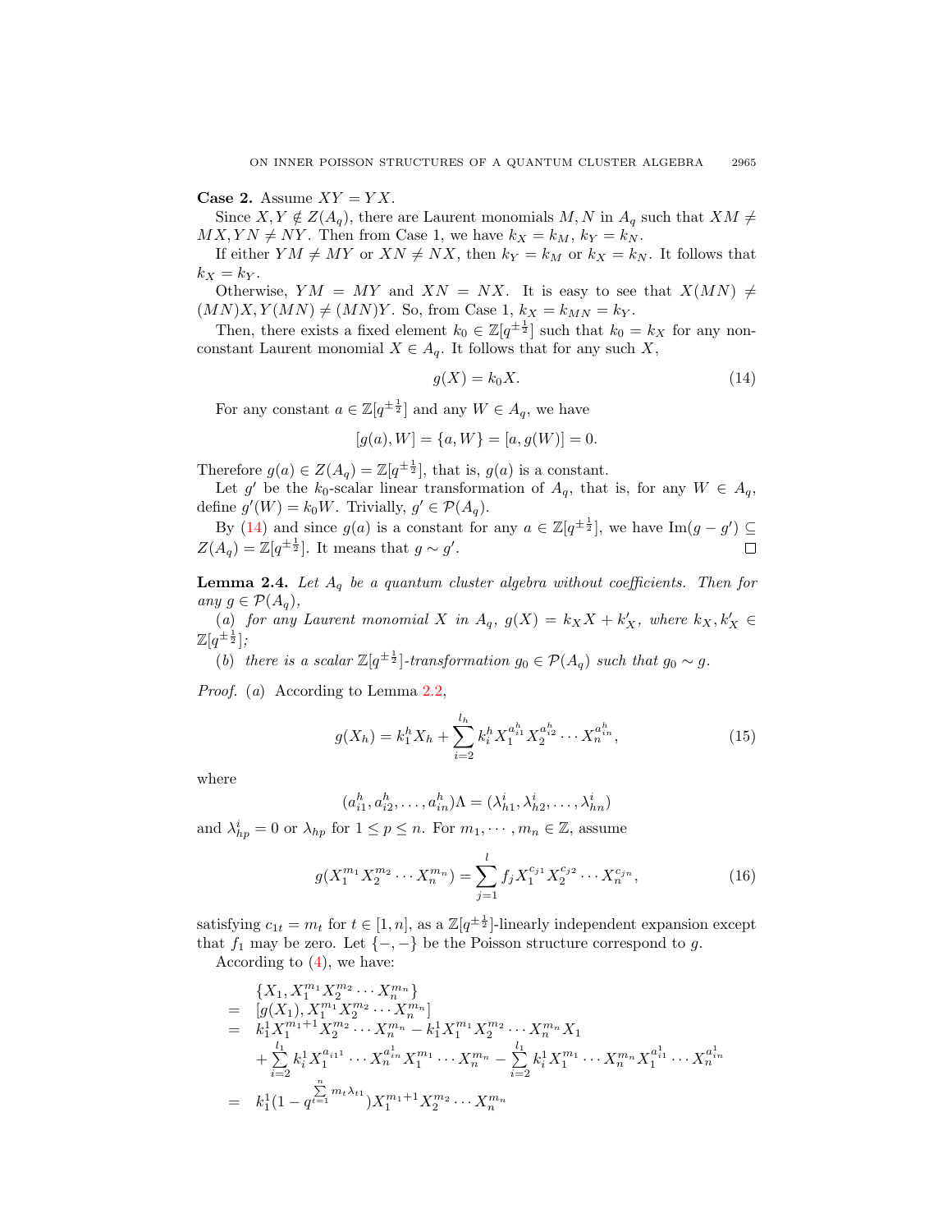**Case 2.** Assume $XY = YX$.

Since $X, Y \notin Z(A_q)$, there are Laurent monomials $M, N$ in $A_q$ such that $XM \neq MX, YN \neq NY$. Then from Case 1, we have $k_X = k_M$, $k_Y = k_N$.

If either $YM \neq MY$ or $XN \neq NX$, then $k_Y = k_M$ or $k_X = k_N$. It follows that $k_X = k_Y$.

Otherwise, $YM = MY$ and $XN = NX$. It is easy to see that $X(MN) \neq (MN)X, Y(MN) \neq (MN)Y$. So, from Case 1, $k_X = k_{MN} = k_Y$.

Then, there exists a fixed element $k_0 \in \mathbb{Z}[q^{\pm\frac{1}{2}}]$ such that $k_0 = k_X$ for any non-constant Laurent monomial $X \in A_q$. It follows that for any such $X$,

$$g(X) = k_0 X. \tag{14}$$

For any constant $a \in \mathbb{Z}[q^{\pm\frac{1}{2}}]$ and any $W \in A_q$, we have

$$[g(a), W] = \{a, W\} = [a, g(W)] = 0.$$

Therefore $g(a) \in Z(A_q) = \mathbb{Z}[q^{\pm\frac{1}{2}}]$, that is, $g(a)$ is a constant.

Let $g'$ be the $k_0$-scalar linear transformation of $A_q$, that is, for any $W \in A_q$, define $g'(W) = k_0 W$. Trivially, $g' \in \mathcal{P}(A_q)$.

By (14) and since $g(a)$ is a constant for any $a \in \mathbb{Z}[q^{\pm\frac{1}{2}}]$, we have $\mathrm{Im}(g - g') \subseteq Z(A_q) = \mathbb{Z}[q^{\pm\frac{1}{2}}]$. It means that $g \sim g'$. □

**Lemma 2.4.** *Let $A_q$ be a quantum cluster algebra without coefficients. Then for any $g \in \mathcal{P}(A_q)$,*

*(a) for any Laurent monomial $X$ in $A_q$, $g(X) = k_X X + k'_X$, where $k_X, k'_X \in \mathbb{Z}[q^{\pm\frac{1}{2}}]$;*

*(b) there is a scalar $\mathbb{Z}[q^{\pm\frac{1}{2}}]$-transformation $g_0 \in \mathcal{P}(A_q)$ such that $g_0 \sim g$.*

*Proof.* (a) According to Lemma 2.2,

$$g(X_h) = k_1^h X_h + \sum_{i=2}^{l_h} k_i^h X_1^{a_{i1}^h} X_2^{a_{i2}^h} \cdots X_n^{a_{in}^h}, \tag{15}$$

where

$$(a_{i1}^h, a_{i2}^h, \ldots, a_{in}^h)\Lambda = (\lambda_{h1}^i, \lambda_{h2}^i, \ldots, \lambda_{hn}^i)$$

and $\lambda_{hp}^i = 0$ or $\lambda_{hp}$ for $1 \leq p \leq n$. For $m_1, \cdots, m_n \in \mathbb{Z}$, assume

$$g(X_1^{m_1} X_2^{m_2} \cdots X_n^{m_n}) = \sum_{j=1}^{l} f_j X_1^{c_{j1}} X_2^{c_{j2}} \cdots X_n^{c_{jn}}, \tag{16}$$

satisfying $c_{1t} = m_t$ for $t \in [1, n]$, as a $\mathbb{Z}[q^{\pm\frac{1}{2}}]$-linearly independent expansion except that $f_1$ may be zero. Let $\{-, -\}$ be the Poisson structure correspond to $g$.

According to (4), we have:

$$\begin{aligned}
& \{X_1, X_1^{m_1} X_2^{m_2} \cdots X_n^{m_n}\} \\
= \; & [g(X_1), X_1^{m_1} X_2^{m_2} \cdots X_n^{m_n}] \\
= \; & k_1^1 X_1^{m_1+1} X_2^{m_2} \cdots X_n^{m_n} - k_1^1 X_1^{m_1} X_2^{m_2} \cdots X_n^{m_n} X_1 \\
& + \sum_{i=2}^{l_1} k_i^1 X_1^{a_{i1}1} \cdots X_n^{a_{in}^1} X_1^{m_1} \cdots X_n^{m_n} - \sum_{i=2}^{l_1} k_i^1 X_1^{m_1} \cdots X_n^{m_n} X_1^{a_{i1}^1} \cdots X_n^{a_{in}^1} \\
= \; & k_1^1 (1 - q^{\sum_{t=1}^{n} m_t \lambda_{t1}}) X_1^{m_1+1} X_2^{m_2} \cdots X_n^{m_n}
\end{aligned}$$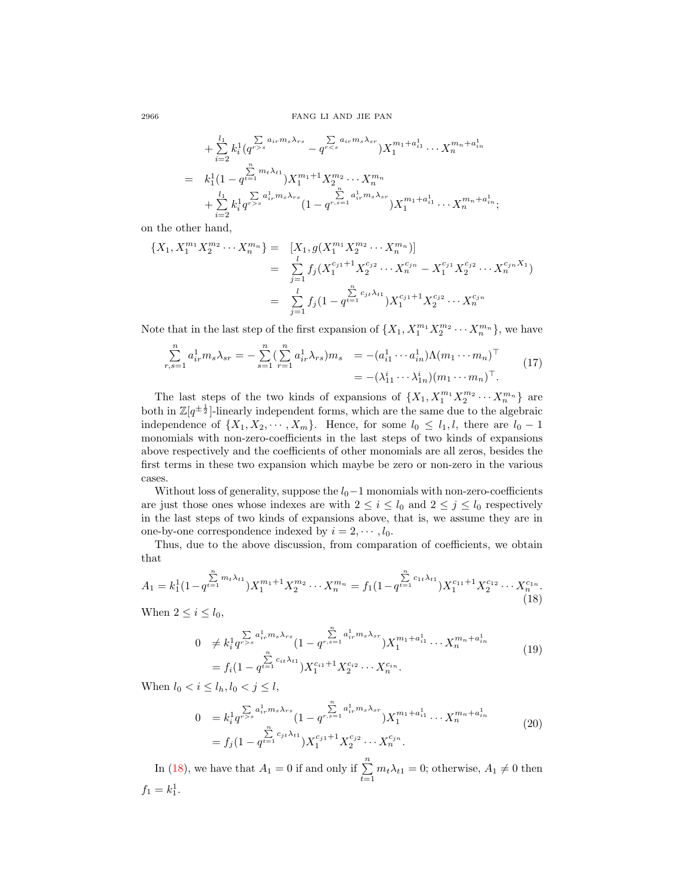$$
\begin{aligned}
&+\sum_{i=2}^{l_1} k_i^1 (q^{\sum\limits_{r>s} a_{ir} m_s \lambda_{rs}} - q^{\sum\limits_{r<s} a_{ir} m_s \lambda_{sr}}) X_1^{m_1+a_{i1}^1} \cdots X_n^{m_n+a_{in}^1} \\
= \;& k_1^1 (1 - q^{\sum\limits_{t=1}^{n} m_t \lambda_{t1}}) X_1^{m_1+1} X_2^{m_2} \cdots X_n^{m_n} \\
&+\sum_{i=2}^{l_1} k_i^1 q^{\sum\limits_{r>s} a_{ir}^1 m_s \lambda_{rs}} (1 - q^{\sum\limits_{r,s=1}^{n} a_{ir}^1 m_s \lambda_{sr}}) X_1^{m_1+a_{i1}^1} \cdots X_n^{m_n+a_{in}^1};
\end{aligned}
$$

on the other hand,

$$
\begin{aligned}
\{X_1, X_1^{m_1} X_2^{m_2} \cdots X_n^{m_n}\} = \;& [X_1, g(X_1^{m_1} X_2^{m_2} \cdots X_n^{m_n})] \\
= \;& \sum_{j=1}^{l} f_j (X_1^{c_{j1}+1} X_2^{c_{j2}} \cdots X_n^{c_{jn}} - X_1^{c_{j1}} X_2^{c_{j2}} \cdots X_n^{c_{jn}X_1}) \\
= \;& \sum_{j=1}^{l} f_j (1 - q^{\sum\limits_{t=1}^{n} c_{jt} \lambda_{t1}}) X_1^{c_{j1}+1} X_2^{c_{j2}} \cdots X_n^{c_{jn}}
\end{aligned}
$$

Note that in the last step of the first expansion of $\{X_1, X_1^{m_1} X_2^{m_2} \cdots X_n^{m_n}\}$, we have

$$
\begin{aligned}
\sum_{r,s=1}^{n} a_{ir}^1 m_s \lambda_{sr} = -\sum_{s=1}^{n} (\sum_{r=1}^{n} a_{ir}^1 \lambda_{rs}) m_s \;&= -(a_{i1}^1 \cdots a_{in}^1) \Lambda (m_1 \cdots m_n)^\top \\
&= -(\lambda_{11}^i \cdots \lambda_{1n}^i)(m_1 \cdots m_n)^\top.
\end{aligned} \tag{17}
$$

The last steps of the two kinds of expansions of $\{X_1, X_1^{m_1} X_2^{m_2} \cdots X_n^{m_n}\}$ are both in $\mathbb{Z}[q^{\pm\frac{1}{2}}]$-linearly independent forms, which are the same due to the algebraic independence of $\{X_1, X_2, \cdots, X_m\}$. Hence, for some $l_0 \le l_1, l$, there are $l_0 - 1$ monomials with non-zero-coefficients in the last steps of two kinds of expansions above respectively and the coefficients of other monomials are all zeros, besides the first terms in these two expansion which maybe be zero or non-zero in the various cases.

Without loss of generality, suppose the $l_0-1$ monomials with non-zero-coefficients are just those ones whose indexes are with $2 \le i \le l_0$ and $2 \le j \le l_0$ respectively in the last steps of two kinds of expansions above, that is, we assume they are in one-by-one correspondence indexed by $i = 2, \cdots, l_0$.

Thus, due to the above discussion, from comparation of coefficients, we obtain that

$$
A_1 = k_1^1 (1 - q^{\sum\limits_{t=1}^{n} m_t \lambda_{t1}}) X_1^{m_1+1} X_2^{m_2} \cdots X_n^{m_n} = f_1 (1 - q^{\sum\limits_{t=1}^{n} c_{1t} \lambda_{t1}}) X_1^{c_{11}+1} X_2^{c_{12}} \cdots X_n^{c_{1n}}. \tag{18}
$$

When $2 \le i \le l_0$,

$$
\begin{aligned}
0 \;&\ne k_i^1 q^{\sum\limits_{r>s} a_{ir}^1 m_s \lambda_{rs}} (1 - q^{\sum\limits_{r,s=1}^{n} a_{ir}^1 m_s \lambda_{sr}}) X_1^{m_1+a_{i1}^1} \cdots X_n^{m_n+a_{in}^1} \\
&= f_i (1 - q^{\sum\limits_{t=1}^{n} c_{it} \lambda_{t1}}) X_1^{c_{i1}+1} X_2^{c_{i2}} \cdots X_n^{c_{in}}.
\end{aligned} \tag{19}
$$

When $l_0 < i \le l_h, l_0 < j \le l$,

$$
\begin{aligned}
0 \;&= k_i^1 q^{\sum\limits_{r>s} a_{ir}^1 m_s \lambda_{rs}} (1 - q^{\sum\limits_{r,s=1}^{n} a_{ir}^1 m_s \lambda_{sr}}) X_1^{m_1+a_{i1}^1} \cdots X_n^{m_n+a_{in}^1} \\
&= f_j (1 - q^{\sum\limits_{t=1}^{n} c_{jt} \lambda_{t1}}) X_1^{c_{j1}+1} X_2^{c_{j2}} \cdots X_n^{c_{jn}}.
\end{aligned} \tag{20}
$$

In (18), we have that $A_1 = 0$ if and only if $\sum\limits_{t=1}^{n} m_t \lambda_{t1} = 0$; otherwise, $A_1 \ne 0$ then $f_1 = k_1^1$.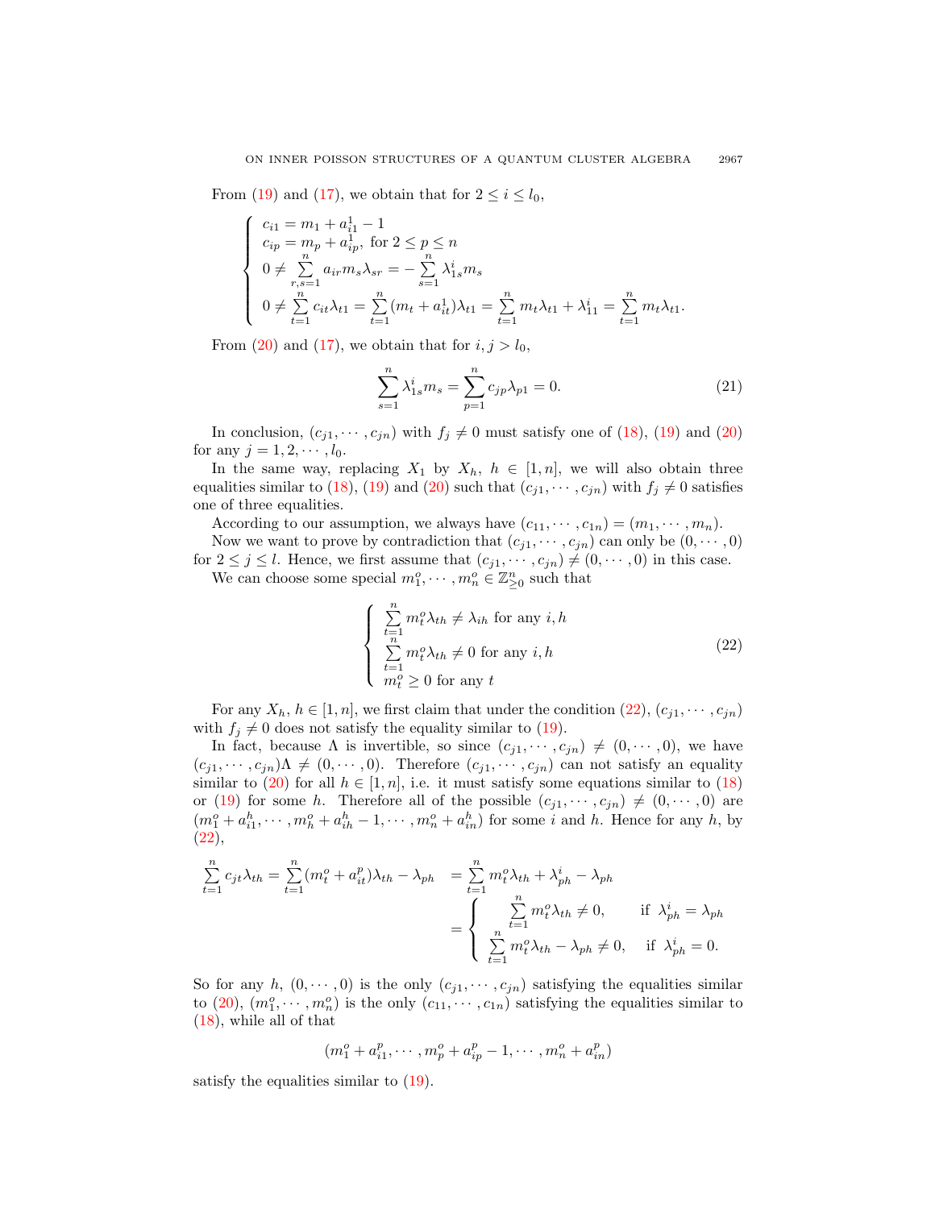From (19) and (17), we obtain that for $2 \leq i \leq l_0$,

$$
\left\{
\begin{array}{l}
c_{i1} = m_1 + a_{i1}^1 - 1 \\
c_{ip} = m_p + a_{ip}^1, \text{ for } 2 \leq p \leq n \\
0 \neq \sum\limits_{r,s=1}^{n} a_{ir} m_s \lambda_{sr} = -\sum\limits_{s=1}^{n} \lambda_{1s}^i m_s \\
0 \neq \sum\limits_{t=1}^{n} c_{it}\lambda_{t1} = \sum\limits_{t=1}^{n} (m_t + a_{it}^1)\lambda_{t1} = \sum\limits_{t=1}^{n} m_t \lambda_{t1} + \lambda_{11}^i = \sum\limits_{t=1}^{n} m_t \lambda_{t1}.
\end{array}
\right.
$$

From (20) and (17), we obtain that for $i, j > l_0$,

$$
\sum_{s=1}^{n} \lambda_{1s}^i m_s = \sum_{p=1}^{n} c_{jp}\lambda_{p1} = 0. \tag{21}
$$

In conclusion, $(c_{j1}, \cdots, c_{jn})$ with $f_j \neq 0$ must satisfy one of (18), (19) and (20) for any $j = 1, 2, \cdots, l_0$.

In the same way, replacing $X_1$ by $X_h$, $h \in [1, n]$, we will also obtain three equalities similar to (18), (19) and (20) such that $(c_{j1}, \cdots, c_{jn})$ with $f_j \neq 0$ satisfies one of three equalities.

According to our assumption, we always have $(c_{11}, \cdots, c_{1n}) = (m_1, \cdots, m_n)$.

Now we want to prove by contradiction that $(c_{j1}, \cdots, c_{jn})$ can only be $(0, \cdots, 0)$ for $2 \leq j \leq l$. Hence, we first assume that $(c_{j1}, \cdots, c_{jn}) \neq (0, \cdots, 0)$ in this case.

We can choose some special $m_1^o, \cdots, m_n^o \in \mathbb{Z}_{\geq 0}^n$ such that

$$
\left\{
\begin{array}{l}
\sum\limits_{t=1}^{n} m_t^o \lambda_{th} \neq \lambda_{ih} \text{ for any } i, h \\
\sum\limits_{t=1}^{n} m_t^o \lambda_{th} \neq 0 \text{ for any } i, h \\
m_t^o \geq 0 \text{ for any } t
\end{array}
\right.
\tag{22}
$$

For any $X_h$, $h \in [1, n]$, we first claim that under the condition (22), $(c_{j1}, \cdots, c_{jn})$ with $f_j \neq 0$ does not satisfy the equality similar to (19).

In fact, because $\Lambda$ is invertible, so since $(c_{j1}, \cdots, c_{jn}) \neq (0, \cdots, 0)$, we have $(c_{j1}, \cdots, c_{jn})\Lambda \neq (0, \cdots, 0)$. Therefore $(c_{j1}, \cdots, c_{jn})$ can not satisfy an equality similar to (20) for all $h \in [1, n]$, i.e. it must satisfy some equations similar to (18) or (19) for some $h$. Therefore all of the possible $(c_{j1}, \cdots, c_{jn}) \neq (0, \cdots, 0)$ are $(m_1^o + a_{i1}^h, \cdots, m_h^o + a_{ih}^h - 1, \cdots, m_n^o + a_{in}^h)$ for some $i$ and $h$. Hence for any $h$, by (22),

$$
\begin{aligned}
\sum_{t=1}^{n} c_{jt}\lambda_{th} = \sum_{t=1}^{n} (m_t^o + a_{it}^p)\lambda_{th} - \lambda_{ph} &= \sum_{t=1}^{n} m_t^o \lambda_{th} + \lambda_{ph}^i - \lambda_{ph} \\
&= \left\{
\begin{array}{ll}
\sum\limits_{t=1}^{n} m_t^o \lambda_{th} \neq 0, & \text{if } \lambda_{ph}^i = \lambda_{ph} \\
\sum\limits_{t=1}^{n} m_t^o \lambda_{th} - \lambda_{ph} \neq 0, & \text{if } \lambda_{ph}^i = 0.
\end{array}
\right.
\end{aligned}
$$

So for any $h$, $(0, \cdots, 0)$ is the only $(c_{j1}, \cdots, c_{jn})$ satisfying the equalities similar to (20), $(m_1^o, \cdots, m_n^o)$ is the only $(c_{11}, \cdots, c_{1n})$ satisfying the equalities similar to (18), while all of that

$$
(m_1^o + a_{i1}^p, \cdots, m_p^o + a_{ip}^p - 1, \cdots, m_n^o + a_{in}^p)
$$

satisfy the equalities similar to (19).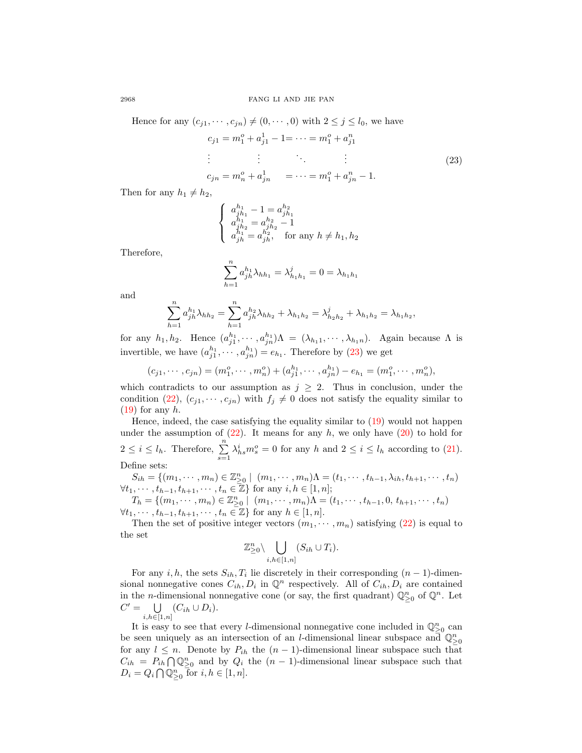Hence for any $(c_{j1}, \cdots, c_{jn}) \neq (0, \cdots, 0)$ with $2 \leq j \leq l_0$, we have

$$\begin{array}{llll} c_{j1} = m_1^o + a_{j1}^1 - 1 = & \cdots & = m_1^o + a_{j1}^n \\ \vdots \quad\quad \vdots & \ddots & \vdots \\ c_{jn} = m_n^o + a_{jn}^1 \quad\; = & \cdots & = m_1^o + a_{jn}^n - 1. \end{array} \tag{23}$$

Then for any $h_1 \neq h_2$,

$$\begin{cases} a_{jh_1}^{h_1} - 1 = a_{jh_1}^{h_2} \\ a_{jh_2}^{h_1} = a_{jh_2}^{h_2} - 1 \\ a_{jh}^{h_1} = a_{jh}^{h_2}, \quad \text{for any } h \neq h_1, h_2 \end{cases}$$

Therefore,

$$\sum_{h=1}^{n} a_{jh}^{h_1} \lambda_{hh_1} = \lambda_{h_1h_1}^{j} = 0 = \lambda_{h_1h_1}$$

and

$$\sum_{h=1}^{n} a_{jh}^{h_1} \lambda_{hh_2} = \sum_{h=1}^{n} a_{jh}^{h_2} \lambda_{hh_2} + \lambda_{h_1h_2} = \lambda_{h_2h_2}^{j} + \lambda_{h_1h_2} = \lambda_{h_1h_2},$$

for any $h_1, h_2$. Hence $(a_{j1}^{h_1}, \cdots, a_{jn}^{h_1})\Lambda = (\lambda_{h_11}, \cdots, \lambda_{h_1n})$. Again because $\Lambda$ is invertible, we have $(a_{j1}^{h_1}, \cdots, a_{jn}^{h_1}) = e_{h_1}$. Therefore by (23) we get

$$(c_{j1}, \cdots, c_{jn}) = (m_1^o, \cdots, m_n^o) + (a_{j1}^{h_1}, \cdots, a_{jn}^{h_1}) - e_{h_1} = (m_1^o, \cdots, m_n^o),$$

which contradicts to our assumption as $j \geq 2$. Thus in conclusion, under the condition (22), $(c_{j1}, \cdots, c_{jn})$ with $f_j \neq 0$ does not satisfy the equality similar to (19) for any $h$.

Hence, indeed, the case satisfying the equality similar to (19) would not happen under the assumption of (22). It means for any $h$, we only have (20) to hold for $2 \leq i \leq l_h$. Therefore, $\sum_{s=1}^{n} \lambda_{hs}^{i} m_s^o = 0$ for any $h$ and $2 \leq i \leq l_h$ according to (21).

Define sets:

$S_{ih} = \{(m_1, \cdots, m_n) \in \mathbb{Z}_{\geq 0}^n \mid (m_1, \cdots, m_n)\Lambda = (t_1, \cdots, t_{h-1}, \lambda_{ih}, t_{h+1}, \cdots, t_n)$ $\forall t_1, \cdots, t_{h-1}, t_{h+1}, \cdots, t_n \in \mathbb{Z}\}$ for any $i, h \in [1, n]$;

$T_h = \{(m_1, \cdots, m_n) \in \mathbb{Z}_{\geq 0}^n \mid (m_1, \cdots, m_n)\Lambda = (t_1, \cdots, t_{h-1}, 0, t_{h+1}, \cdots, t_n)$ $\forall t_1, \cdots, t_{h-1}, t_{h+1}, \cdots, t_n \in \mathbb{Z}\}$ for any $h \in [1, n]$.

Then the set of positive integer vectors $(m_1, \cdots, m_n)$ satisfying (22) is equal to the set

$$\mathbb{Z}_{\geq 0}^n \backslash \bigcup_{i,h \in [1,n]} (S_{ih} \cup T_i).$$

For any $i, h$, the sets $S_{ih}, T_i$ lie discretely in their corresponding $(n-1)$-dimensional nonnegative cones $C_{ih}, D_i$ in $\mathbb{Q}^n$ respectively. All of $C_{ih}, D_i$ are contained in the $n$-dimensional nonnegative cone (or say, the first quadrant) $\mathbb{Q}_{\geq 0}^n$ of $\mathbb{Q}^n$. Let $C' = \bigcup_{i,h \in [1,n]} (C_{ih} \cup D_i)$.

It is easy to see that every $l$-dimensional nonnegative cone included in $\mathbb{Q}_{\geq 0}^n$ can be seen uniquely as an intersection of an $l$-dimensional linear subspace and $\mathbb{Q}_{\geq 0}^n$ for any $l \leq n$. Denote by $P_{ih}$ the $(n-1)$-dimensional linear subspace such that $C_{ih} = P_{ih} \bigcap \mathbb{Q}_{\geq 0}^n$ and by $Q_i$ the $(n-1)$-dimensional linear subspace such that $D_i = Q_i \bigcap \mathbb{Q}_{\geq 0}^n$ for $i, h \in [1, n]$.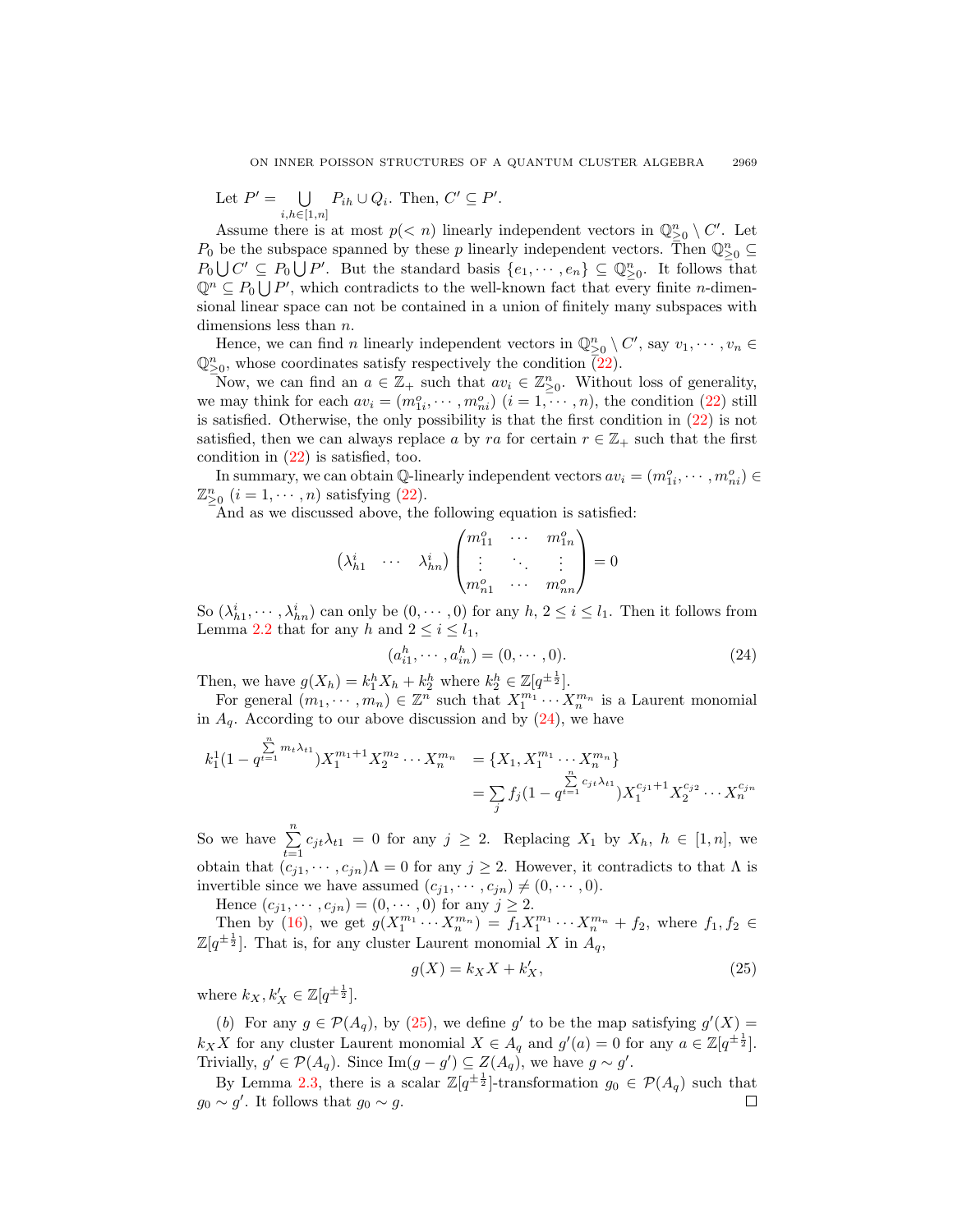Let $P' = \bigcup_{i,h\in[1,n]} P_{ih} \cup Q_i$. Then, $C' \subseteq P'$.

Assume there is at most $p(< n)$ linearly independent vectors in $\mathbb{Q}^n_{\geq 0} \setminus C'$. Let $P_0$ be the subspace spanned by these $p$ linearly independent vectors. Then $\mathbb{Q}^n_{\geq 0} \subseteq P_0 \bigcup C' \subseteq P_0 \bigcup P'$. But the standard basis $\{e_1, \cdots, e_n\} \subseteq \mathbb{Q}^n_{\geq 0}$. It follows that $\mathbb{Q}^n \subseteq P_0 \bigcup P'$, which contradicts to the well-known fact that every finite $n$-dimensional linear space can not be contained in a union of finitely many subspaces with dimensions less than $n$.

Hence, we can find $n$ linearly independent vectors in $\mathbb{Q}^n_{\geq 0} \setminus C'$, say $v_1, \cdots, v_n \in \mathbb{Q}^n_{\geq 0}$, whose coordinates satisfy respectively the condition (22).

Now, we can find an $a \in \mathbb{Z}_+$ such that $av_i \in \mathbb{Z}^n_{\geq 0}$. Without loss of generality, we may think for each $av_i = (m^o_{1i}, \cdots, m^o_{ni})$ $(i = 1, \cdots, n)$, the condition (22) still is satisfied. Otherwise, the only possibility is that the first condition in (22) is not satisfied, then we can always replace $a$ by $ra$ for certain $r \in \mathbb{Z}_+$ such that the first condition in (22) is satisfied, too.

In summary, we can obtain $\mathbb{Q}$-linearly independent vectors $av_i = (m^o_{1i}, \cdots, m^o_{ni}) \in \mathbb{Z}^n_{\geq 0}$ $(i = 1, \cdots, n)$ satisfying (22).

And as we discussed above, the following equation is satisfied:

$$\begin{pmatrix} \lambda^i_{h1} & \cdots & \lambda^i_{hn} \end{pmatrix} \begin{pmatrix} m^o_{11} & \cdots & m^o_{1n} \\ \vdots & \ddots & \vdots \\ m^o_{n1} & \cdots & m^o_{nn} \end{pmatrix} = 0$$

So $(\lambda^i_{h1}, \cdots, \lambda^i_{hn})$ can only be $(0, \cdots, 0)$ for any $h$, $2 \leq i \leq l_1$. Then it follows from Lemma 2.2 that for any $h$ and $2 \leq i \leq l_1$,

$$(a^h_{i1}, \cdots, a^h_{in}) = (0, \cdots, 0). \tag{24}$$

Then, we have $g(X_h) = k^h_1 X_h + k^h_2$ where $k^h_2 \in \mathbb{Z}[q^{\pm\frac{1}{2}}]$.

For general $(m_1, \cdots, m_n) \in \mathbb{Z}^n$ such that $X_1^{m_1} \cdots X_n^{m_n}$ is a Laurent monomial in $A_q$. According to our above discussion and by (24), we have

$$\begin{aligned} k^1_1(1 - q^{\sum_{t=1}^{n} m_t \lambda_{t1}}) X_1^{m_1+1} X_2^{m_2} \cdots X_n^{m_n} &= \{X_1, X_1^{m_1} \cdots X_n^{m_n}\} \\ &= \sum_j f_j (1 - q^{\sum_{t=1}^{n} c_{jt}\lambda_{t1}}) X_1^{c_{j1}+1} X_2^{c_{j2}} \cdots X_n^{c_{jn}} \end{aligned}$$

So we have $\sum_{t=1}^{n} c_{jt}\lambda_{t1} = 0$ for any $j \geq 2$. Replacing $X_1$ by $X_h$, $h \in [1, n]$, we obtain that $(c_{j1}, \cdots, c_{jn})\Lambda = 0$ for any $j \geq 2$. However, it contradicts to that $\Lambda$ is invertible since we have assumed $(c_{j1}, \cdots, c_{jn}) \neq (0, \cdots, 0)$.

Hence $(c_{j1}, \cdots, c_{jn}) = (0, \cdots, 0)$ for any $j \geq 2$.

Then by (16), we get $g(X_1^{m_1} \cdots X_n^{m_n}) = f_1 X_1^{m_1} \cdots X_n^{m_n} + f_2$, where $f_1, f_2 \in \mathbb{Z}[q^{\pm\frac{1}{2}}]$. That is, for any cluster Laurent monomial $X$ in $A_q$,

$$g(X) = k_X X + k'_X, \tag{25}$$

where $k_X, k'_X \in \mathbb{Z}[q^{\pm\frac{1}{2}}]$.

($b$) For any $g \in \mathcal{P}(A_q)$, by (25), we define $g'$ to be the map satisfying $g'(X) = k_X X$ for any cluster Laurent monomial $X \in A_q$ and $g'(a) = 0$ for any $a \in \mathbb{Z}[q^{\pm\frac{1}{2}}]$. Trivially, $g' \in \mathcal{P}(A_q)$. Since $\mathrm{Im}(g - g') \subseteq Z(A_q)$, we have $g \sim g'$.

By Lemma 2.3, there is a scalar $\mathbb{Z}[q^{\pm\frac{1}{2}}]$-transformation $g_0 \in \mathcal{P}(A_q)$ such that $g_0 \sim g'$. It follows that $g_0 \sim g$. □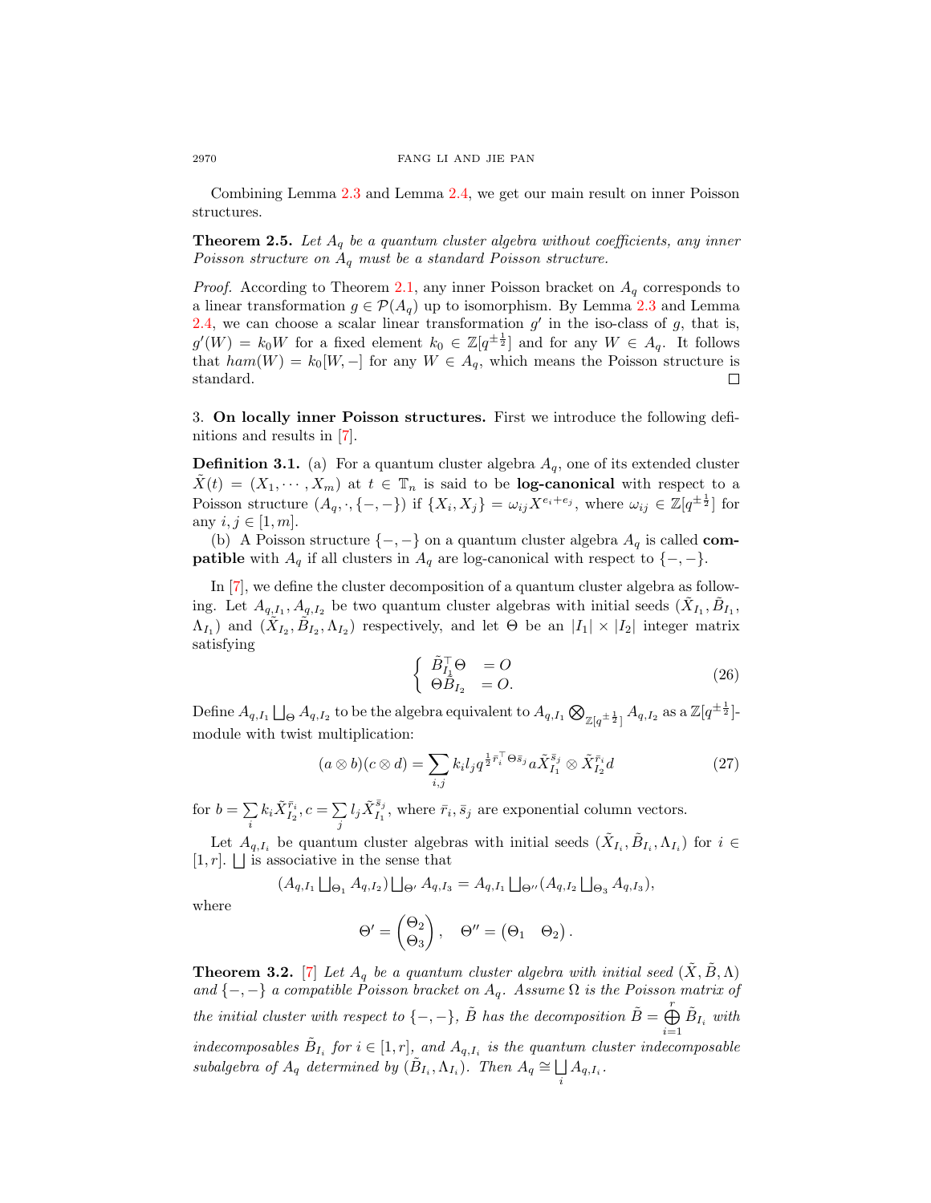Combining Lemma 2.3 and Lemma 2.4, we get our main result on inner Poisson structures.

**Theorem 2.5.** *Let $A_q$ be a quantum cluster algebra without coefficients, any inner Poisson structure on $A_q$ must be a standard Poisson structure.*

*Proof.* According to Theorem 2.1, any inner Poisson bracket on $A_q$ corresponds to a linear transformation $g \in \mathcal{P}(A_q)$ up to isomorphism. By Lemma 2.3 and Lemma 2.4, we can choose a scalar linear transformation $g'$ in the iso-class of $g$, that is, $g'(W) = k_0 W$ for a fixed element $k_0 \in \mathbb{Z}[q^{\pm\frac{1}{2}}]$ and for any $W \in A_q$. It follows that $ham(W) = k_0[W, -]$ for any $W \in A_q$, which means the Poisson structure is standard. □

## 3. On locally inner Poisson structures.

First we introduce the following definitions and results in [7].

**Definition 3.1.** (a) For a quantum cluster algebra $A_q$, one of its extended cluster $\tilde{X}(t) = (X_1, \cdots, X_m)$ at $t \in \mathbb{T}_n$ is said to be **log-canonical** with respect to a Poisson structure $(A_q, \cdot, \{-,-\})$ if $\{X_i, X_j\} = \omega_{ij} X^{e_i+e_j}$, where $\omega_{ij} \in \mathbb{Z}[q^{\pm\frac{1}{2}}]$ for any $i, j \in [1, m]$.

(b) A Poisson structure $\{-,-\}$ on a quantum cluster algebra $A_q$ is called **compatible** with $A_q$ if all clusters in $A_q$ are log-canonical with respect to $\{-,-\}$.

In [7], we define the cluster decomposition of a quantum cluster algebra as following. Let $A_{q,I_1}, A_{q,I_2}$ be two quantum cluster algebras with initial seeds $(\tilde{X}_{I_1}, \tilde{B}_{I_1}, \Lambda_{I_1})$ and $(\tilde{X}_{I_2}, \tilde{B}_{I_2}, \Lambda_{I_2})$ respectively, and let $\Theta$ be an $|I_1| \times |I_2|$ integer matrix satisfying

$$\begin{cases} \tilde{B}_{I_1}^{\top}\Theta & = O \\ \Theta \tilde{B}_{I_2} & = O. \end{cases} \tag{26}$$

Define $A_{q,I_1} \bigsqcup_{\Theta} A_{q,I_2}$ to be the algebra equivalent to $A_{q,I_1} \bigotimes_{\mathbb{Z}[q^{\pm\frac{1}{2}}]} A_{q,I_2}$ as a $\mathbb{Z}[q^{\pm\frac{1}{2}}]$-module with twist multiplication:

$$(a \otimes b)(c \otimes d) = \sum_{i,j} k_i l_j q^{\frac{1}{2}\bar{r}_i^{\top}\Theta \bar{s}_j} a \tilde{X}_{I_1}^{\bar{s}_j} \otimes \tilde{X}_{I_2}^{\bar{r}_i} d \tag{27}$$

for $b = \sum\limits_i k_i \tilde{X}_{I_2}^{\bar{r}_i}, c = \sum\limits_j l_j \tilde{X}_{I_1}^{\bar{s}_j}$, where $\bar{r}_i, \bar{s}_j$ are exponential column vectors.

Let $A_{q,I_i}$ be quantum cluster algebras with initial seeds $(\tilde{X}_{I_i}, \tilde{B}_{I_i}, \Lambda_{I_i})$ for $i \in [1, r]$. $\bigsqcup$ is associative in the sense that

$$(A_{q,I_1} \textstyle\bigsqcup_{\Theta_1} A_{q,I_2}) \bigsqcup_{\Theta'} A_{q,I_3} = A_{q,I_1} \bigsqcup_{\Theta''} (A_{q,I_2} \bigsqcup_{\Theta_3} A_{q,I_3}),$$

where

$$\Theta' = \begin{pmatrix} \Theta_2 \\ \Theta_3 \end{pmatrix}, \quad \Theta'' = \begin{pmatrix} \Theta_1 & \Theta_2 \end{pmatrix}.$$

**Theorem 3.2.** [7] *Let $A_q$ be a quantum cluster algebra with initial seed $(\tilde{X}, \tilde{B}, \Lambda)$ and $\{-,-\}$ a compatible Poisson bracket on $A_q$. Assume $\Omega$ is the Poisson matrix of the initial cluster with respect to $\{-,-\}$, $\tilde{B}$ has the decomposition $\tilde{B} = \bigoplus\limits_{i=1}^{r} \tilde{B}_{I_i}$ with indecomposables $\tilde{B}_{I_i}$ for $i \in [1, r]$, and $A_{q,I_i}$ is the quantum cluster indecomposable subalgebra of $A_q$ determined by $(\tilde{B}_{I_i}, \Lambda_{I_i})$. Then $A_q \cong \bigsqcup\limits_i A_{q,I_i}$.*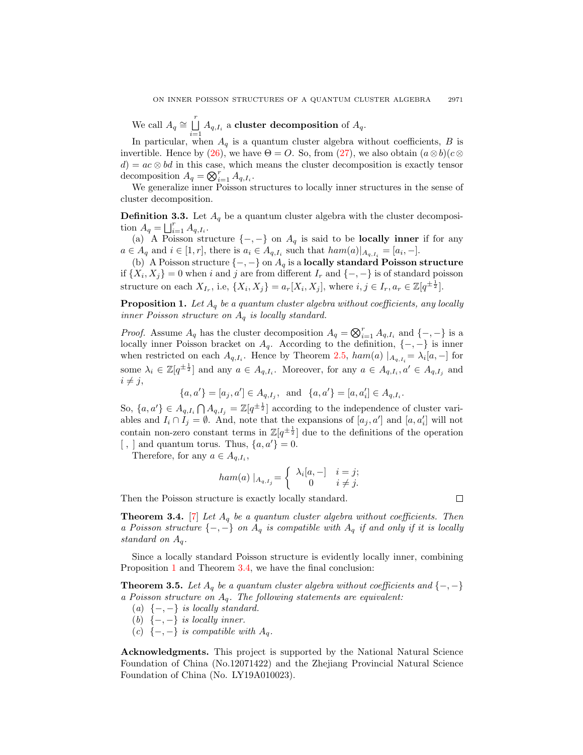We call $A_q \cong \bigsqcup_{i=1}^{r} A_{q,I_i}$ a **cluster decomposition** of $A_q$.

In particular, when $A_q$ is a quantum cluster algebra without coefficients, $B$ is invertible. Hence by (26), we have $\Theta = O$. So, from (27), we also obtain $(a \otimes b)(c \otimes d) = ac \otimes bd$ in this case, which means the cluster decomposition is exactly tensor decomposition $A_q = \bigotimes_{i=1}^{r} A_{q,I_i}$.

We generalize inner Poisson structures to locally inner structures in the sense of cluster decomposition.

**Definition 3.3.** Let $A_q$ be a quantum cluster algebra with the cluster decomposition $A_q = \bigsqcup_{i=1}^{r} A_{q,I_i}$.

(a) A Poisson structure $\{-,-\}$ on $A_q$ is said to be **locally inner** if for any $a \in A_q$ and $i \in [1,r]$, there is $a_i \in A_{q,I_i}$ such that $ham(a)|_{A_{q,I_i}} = [a_i, -]$.

(b) A Poisson structure $\{-,-\}$ on $A_q$ is a **locally standard Poisson structure** if $\{X_i, X_j\} = 0$ when $i$ and $j$ are from different $I_r$ and $\{-,-\}$ is of standard poisson structure on each $X_{I_r}$, i.e, $\{X_i, X_j\} = a_r[X_i, X_j]$, where $i, j \in I_r, a_r \in \mathbb{Z}[q^{\pm\frac{1}{2}}]$.

**Proposition 1.** *Let $A_q$ be a quantum cluster algebra without coefficients, any locally inner Poisson structure on $A_q$ is locally standard.*

*Proof.* Assume $A_q$ has the cluster decomposition $A_q = \bigotimes_{i=1}^{r} A_{q,I_i}$ and $\{-,-\}$ is a locally inner Poisson bracket on $A_q$. According to the definition, $\{-,-\}$ is inner when restricted on each $A_{q,I_i}$. Hence by Theorem 2.5, $ham(a)\mid_{A_{q,I_i}} = \lambda_i[a,-]$ for some $\lambda_i \in \mathbb{Z}[q^{\pm\frac{1}{2}}]$ and any $a \in A_{q,I_i}$. Moreover, for any $a \in A_{q,I_i}, a' \in A_{q,I_j}$ and $i \neq j$,

$$\{a, a'\} = [a_j, a'] \in A_{q,I_j}, \text{ and } \{a, a'\} = [a, a'_i] \in A_{q,I_i}.$$

So, $\{a, a'\} \in A_{q,I_i} \bigcap A_{q,I_j} = \mathbb{Z}[q^{\pm\frac{1}{2}}]$ according to the independence of cluster variables and $I_i \cap I_j = \emptyset$. And, note that the expansions of $[a_j, a']$ and $[a, a'_i]$ will not contain non-zero constant terms in $\mathbb{Z}[q^{\pm\frac{1}{2}}]$ due to the definitions of the operation $[\ ,\ ]$ and quantum torus. Thus, $\{a, a'\} = 0$.

Therefore, for any $a \in A_{q,I_i}$,

$$ham(a)\mid_{A_{q,I_j}} = \begin{cases} \lambda_i[a,-] & i = j; \\ 0 & i \neq j. \end{cases}$$

Then the Poisson structure is exactly locally standard. $\square$

**Theorem 3.4.** [7] *Let $A_q$ be a quantum cluster algebra without coefficients. Then a Poisson structure $\{-,-\}$ on $A_q$ is compatible with $A_q$ if and only if it is locally standard on $A_q$.*

Since a locally standard Poisson structure is evidently locally inner, combining Proposition 1 and Theorem 3.4, we have the final conclusion:

**Theorem 3.5.** *Let $A_q$ be a quantum cluster algebra without coefficients and $\{-,-\}$ a Poisson structure on $A_q$. The following statements are equivalent:*

*(a) $\{-,-\}$ is locally standard.*

*(b) $\{-,-\}$ is locally inner.*

*(c) $\{-,-\}$ is compatible with $A_q$.*

**Acknowledgments.** This project is supported by the National Natural Science Foundation of China (No.12071422) and the Zhejiang Provincial Natural Science Foundation of China (No. LY19A010023).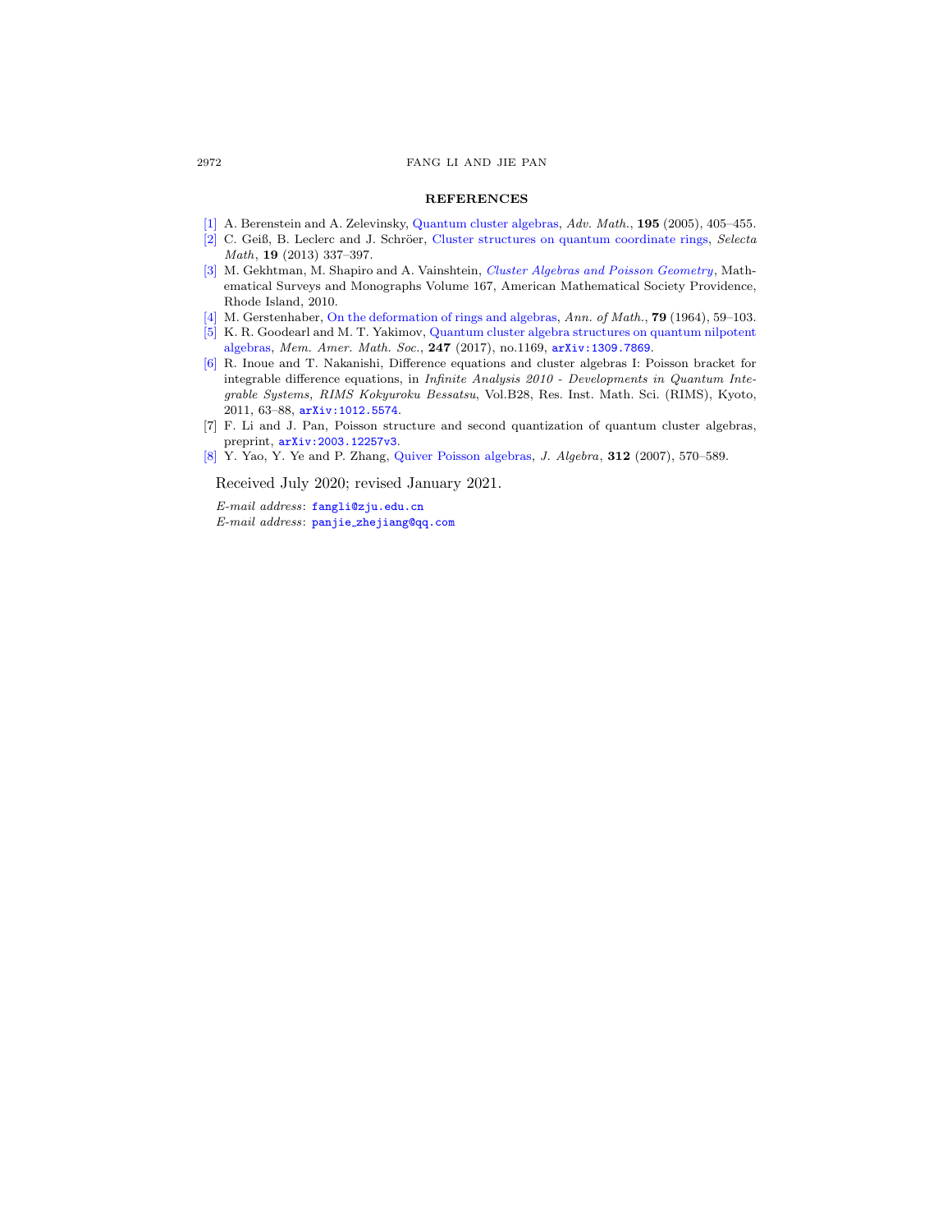## REFERENCES

[1] A. Berenstein and A. Zelevinsky, Quantum cluster algebras, *Adv. Math.*, **195** (2005), 405–455.

[2] C. Geiß, B. Leclerc and J. Schröer, Cluster structures on quantum coordinate rings, *Selecta Math*, **19** (2013) 337–397.

[3] M. Gekhtman, M. Shapiro and A. Vainshtein, *Cluster Algebras and Poisson Geometry*, Mathematical Surveys and Monographs Volume 167, American Mathematical Society Providence, Rhode Island, 2010.

[4] M. Gerstenhaber, On the deformation of rings and algebras, *Ann. of Math.*, **79** (1964), 59–103.

[5] K. R. Goodearl and M. T. Yakimov, Quantum cluster algebra structures on quantum nilpotent algebras, *Mem. Amer. Math. Soc.*, **247** (2017), no.1169, arXiv:1309.7869.

[6] R. Inoue and T. Nakanishi, Difference equations and cluster algebras I: Poisson bracket for integrable difference equations, in *Infinite Analysis 2010 - Developments in Quantum Integrable Systems, RIMS Kokyuroku Bessatsu*, Vol.B28, Res. Inst. Math. Sci. (RIMS), Kyoto, 2011, 63–88, arXiv:1012.5574.

[7] F. Li and J. Pan, Poisson structure and second quantization of quantum cluster algebras, preprint, arXiv:2003.12257v3.

[8] Y. Yao, Y. Ye and P. Zhang, Quiver Poisson algebras, *J. Algebra*, **312** (2007), 570–589.

Received July 2020; revised January 2021.

*E-mail address*: fangli@zju.edu.cn

*E-mail address*: panjie_zhejiang@qq.com